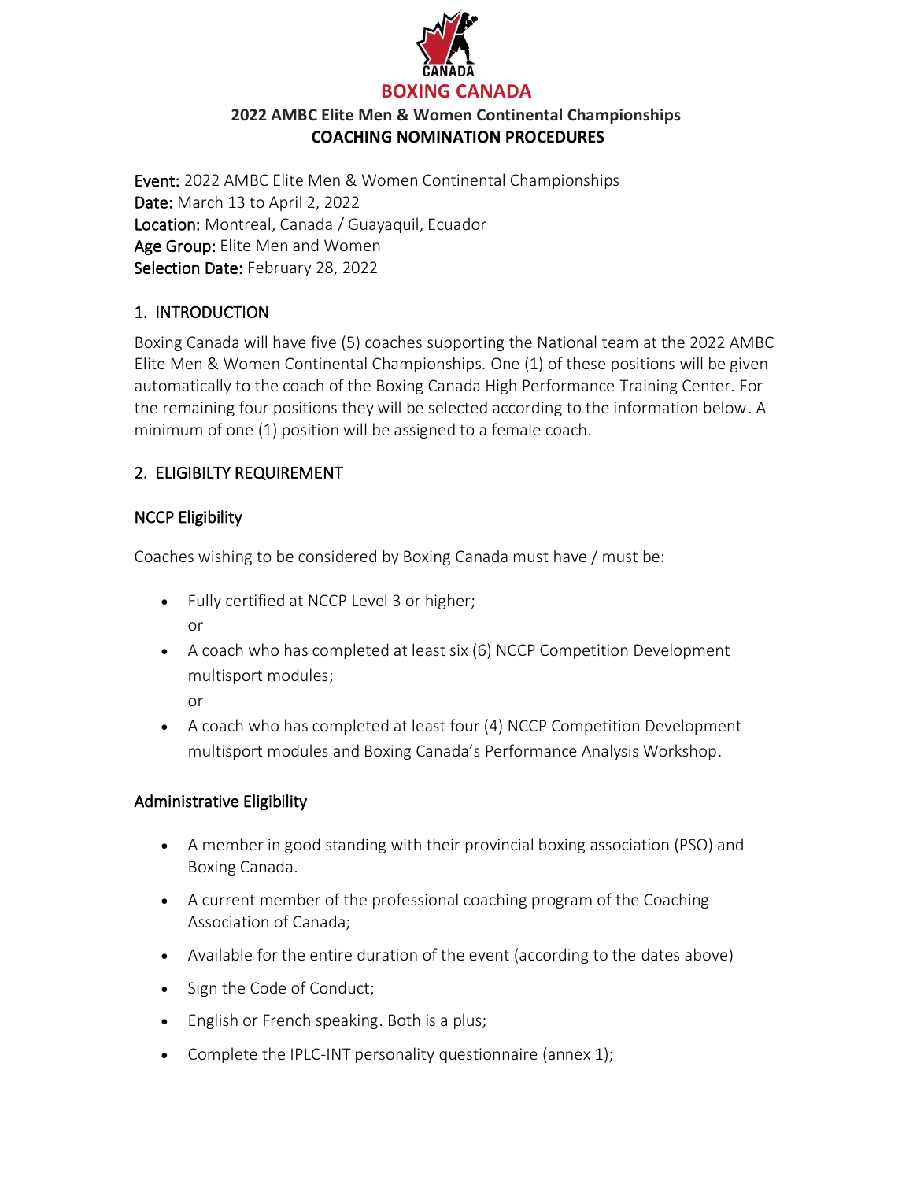# BOXING CANADA

## 2022 AMBC Elite Men & Women Continental Championships
## COACHING NOMINATION PROCEDURES

Event: 2022 AMBC Elite Men & Women Continental Championships
Date: March 13 to April 2, 2022
Location: Montreal, Canada / Guayaquil, Ecuador
Age Group: Elite Men and Women
Selection Date: February 28, 2022

### 1. INTRODUCTION

Boxing Canada will have five (5) coaches supporting the National team at the 2022 AMBC Elite Men & Women Continental Championships. One (1) of these positions will be given automatically to the coach of the Boxing Canada High Performance Training Center. For the remaining four positions they will be selected according to the information below. A minimum of one (1) position will be assigned to a female coach.

### 2. ELIGIBILTY REQUIREMENT

#### NCCP Eligibility

Coaches wishing to be considered by Boxing Canada must have / must be:

- Fully certified at NCCP Level 3 or higher;
  or
- A coach who has completed at least six (6) NCCP Competition Development multisport modules;
  or
- A coach who has completed at least four (4) NCCP Competition Development multisport modules and Boxing Canada's Performance Analysis Workshop.

#### Administrative Eligibility

- A member in good standing with their provincial boxing association (PSO) and Boxing Canada.
- A current member of the professional coaching program of the Coaching Association of Canada;
- Available for the entire duration of the event (according to the dates above)
- Sign the Code of Conduct;
- English or French speaking. Both is a plus;
- Complete the IPLC-INT personality questionnaire (annex 1);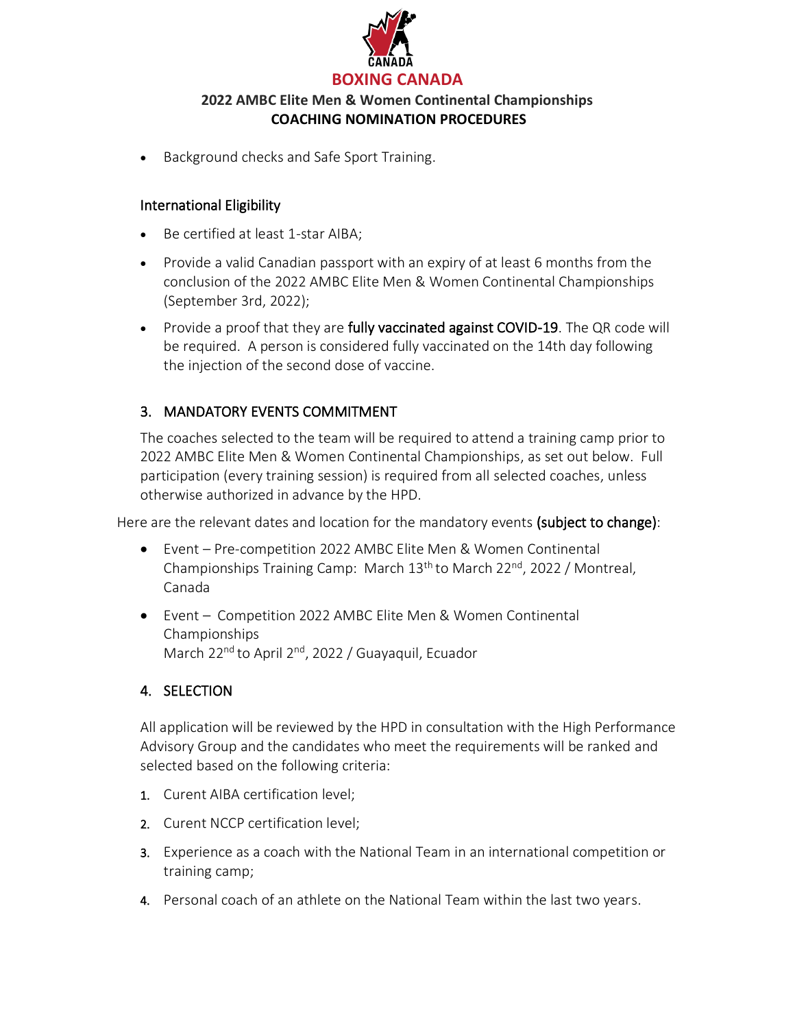- Background checks and Safe Sport Training.

### International Eligibility

- Be certified at least 1-star AIBA;
- Provide a valid Canadian passport with an expiry of at least 6 months from the conclusion of the 2022 AMBC Elite Men & Women Continental Championships (September 3rd, 2022);
- Provide a proof that they are **fully vaccinated against COVID-19**. The QR code will be required. A person is considered fully vaccinated on the 14th day following the injection of the second dose of vaccine.

## 3. MANDATORY EVENTS COMMITMENT

The coaches selected to the team will be required to attend a training camp prior to 2022 AMBC Elite Men & Women Continental Championships, as set out below. Full participation (every training session) is required from all selected coaches, unless otherwise authorized in advance by the HPD.

Here are the relevant dates and location for the mandatory events **(subject to change)**:

- Event – Pre-competition 2022 AMBC Elite Men & Women Continental Championships Training Camp: March 13th to March 22nd, 2022 / Montreal, Canada
- Event – Competition 2022 AMBC Elite Men & Women Continental Championships
  March 22nd to April 2nd, 2022 / Guayaquil, Ecuador

## 4. SELECTION

All application will be reviewed by the HPD in consultation with the High Performance Advisory Group and the candidates who meet the requirements will be ranked and selected based on the following criteria:

1. Curent AIBA certification level;
2. Curent NCCP certification level;
3. Experience as a coach with the National Team in an international competition or training camp;
4. Personal coach of an athlete on the National Team within the last two years.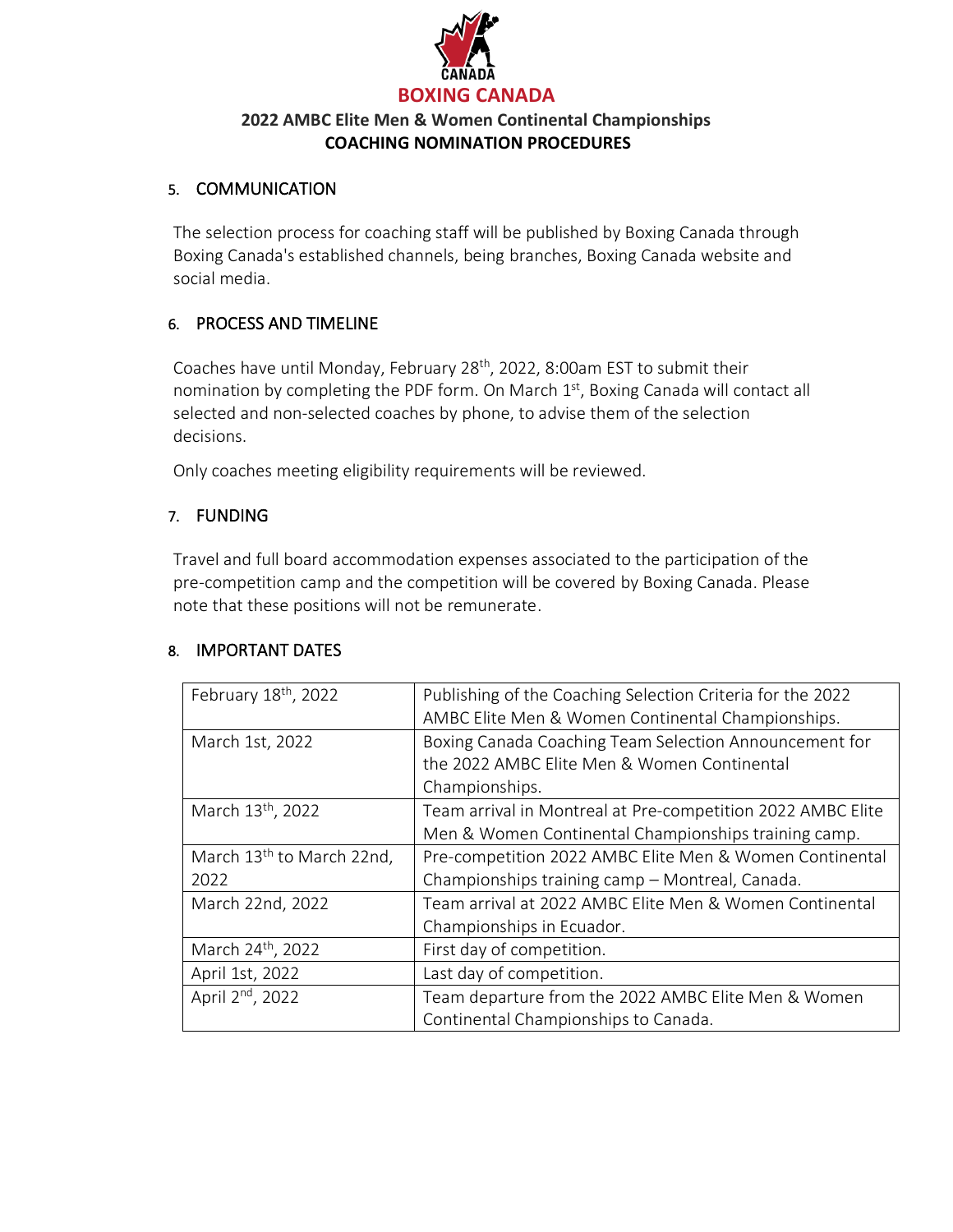**BOXING CANADA**

**2022 AMBC Elite Men & Women Continental Championships**
**COACHING NOMINATION PROCEDURES**

## 5. COMMUNICATION

The selection process for coaching staff will be published by Boxing Canada through Boxing Canada's established channels, being branches, Boxing Canada website and social media.

## 6. PROCESS AND TIMELINE

Coaches have until Monday, February 28th, 2022, 8:00am EST to submit their nomination by completing the PDF form. On March 1st, Boxing Canada will contact all selected and non-selected coaches by phone, to advise them of the selection decisions.

Only coaches meeting eligibility requirements will be reviewed.

## 7. FUNDING

Travel and full board accommodation expenses associated to the participation of the pre-competition camp and the competition will be covered by Boxing Canada. Please note that these positions will not be remunerate.

## 8. IMPORTANT DATES

| | |
|---|---|
| February 18th, 2022 | Publishing of the Coaching Selection Criteria for the 2022 AMBC Elite Men & Women Continental Championships. |
| March 1st, 2022 | Boxing Canada Coaching Team Selection Announcement for the 2022 AMBC Elite Men & Women Continental Championships. |
| March 13th, 2022 | Team arrival in Montreal at Pre-competition 2022 AMBC Elite Men & Women Continental Championships training camp. |
| March 13th to March 22nd, 2022 | Pre-competition 2022 AMBC Elite Men & Women Continental Championships training camp – Montreal, Canada. |
| March 22nd, 2022 | Team arrival at 2022 AMBC Elite Men & Women Continental Championships in Ecuador. |
| March 24th, 2022 | First day of competition. |
| April 1st, 2022 | Last day of competition. |
| April 2nd, 2022 | Team departure from the 2022 AMBC Elite Men & Women Continental Championships to Canada. |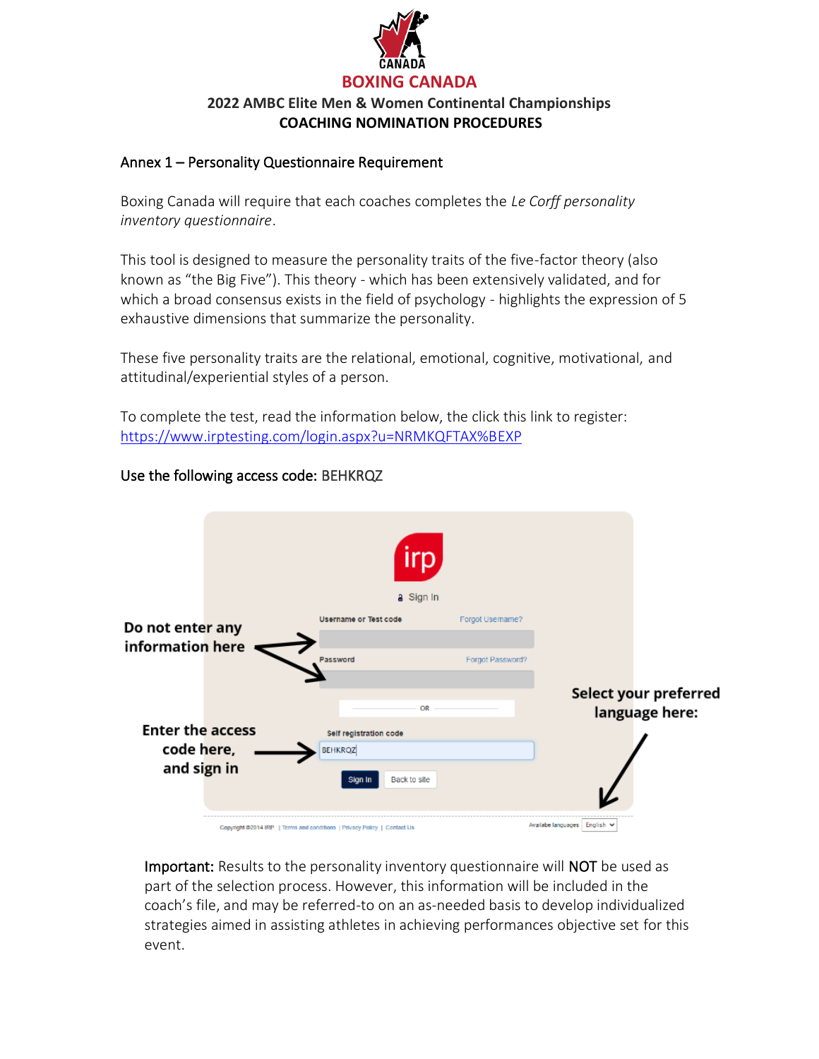**BOXING CANADA**

**2022 AMBC Elite Men & Women Continental Championships**
**COACHING NOMINATION PROCEDURES**

## Annex 1 – Personality Questionnaire Requirement

Boxing Canada will require that each coaches completes the *Le Corff personality inventory questionnaire*.

This tool is designed to measure the personality traits of the five-factor theory (also known as "the Big Five"). This theory - which has been extensively validated, and for which a broad consensus exists in the field of psychology - highlights the expression of 5 exhaustive dimensions that summarize the personality.

These five personality traits are the relational, emotional, cognitive, motivational, and attitudinal/experiential styles of a person.

To complete the test, read the information below, the click this link to register: https://www.irptesting.com/login.aspx?u=NRMKQFTAX%BEXP

Use the following access code: BEHKRQZ

Do not enter any information here

Enter the access code here, and sign in

Select your preferred language here:

irp

Sign In

Username or Test code

Forgot Username?

Password

Forgot Password?

OR

Self registration code

BEHKRQZ

Sign In

Back to site

Copyright ©2014 IRP | Terms and conditions | Privacy Policy | Contact Us

Available languages English

**Important:** Results to the personality inventory questionnaire will **NOT** be used as part of the selection process. However, this information will be included in the coach's file, and may be referred-to on an as-needed basis to develop individualized strategies aimed in assisting athletes in achieving performances objective set for this event.